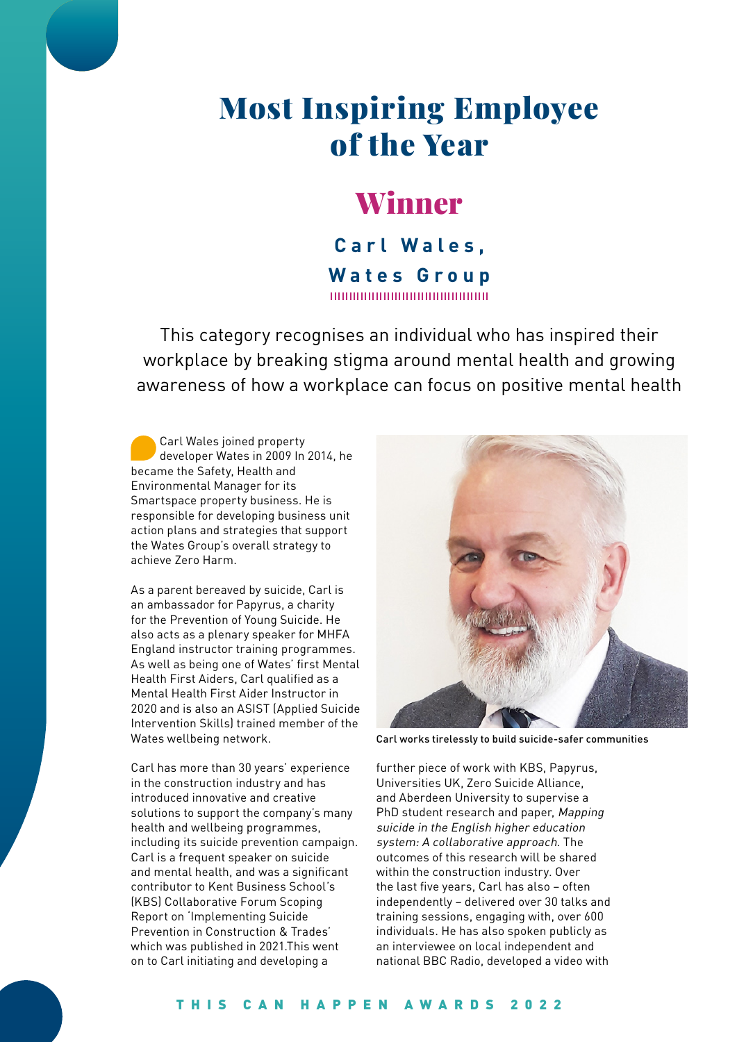# Most Inspiring Employee of the Year

## Winner

### Carl Wales, Wates Group

This category recognises an individual who has inspired their workplace by breaking stigma around mental health and growing awareness of how a workplace can focus on positive mental health

Carl Wales joined property developer Wates in 2009 In 2014, he became the Safety, Health and Environmental Manager for its Smartspace property business. He is responsible for developing business unit action plans and strategies that support the Wates Group's overall strategy to achieve Zero Harm.

As a parent bereaved by suicide, Carl is an ambassador for Papyrus, a charity for the Prevention of Young Suicide. He also acts as a plenary speaker for MHFA England instructor training programmes. As well as being one of Wates' first Mental Health First Aiders, Carl qualified as a Mental Health First Aider Instructor in 2020 and is also an ASIST (Applied Suicide Intervention Skills) trained member of the Wates wellbeing network.

Carl works tirelessly to build suicide-safer communities

Carl has more than 30 years' experience in the construction industry and has introduced innovative and creative solutions to support the company's many health and wellbeing programmes, including its suicide prevention campaign. Carl is a frequent speaker on suicide and mental health, and was a significant contributor to Kent Business School's (KBS) Collaborative Forum Scoping Report on 'Implementing Suicide Prevention in Construction & Trades' which was published in 2021.This went on to Carl initiating and developing a further piece of work with KBS, Papyrus, Universities UK, Zero Suicide Alliance, and Aberdeen University to supervise a PhD student research and paper, *Mapping suicide in the English higher education system: A collaborative approach*. The outcomes of this research will be shared within the construction industry. Over the last five years, Carl has also – often independently – delivered over 30 talks and training sessions, engaging with, over 600 individuals. He has also spoken publicly as an interviewee on local independent and national BBC Radio, developed a video with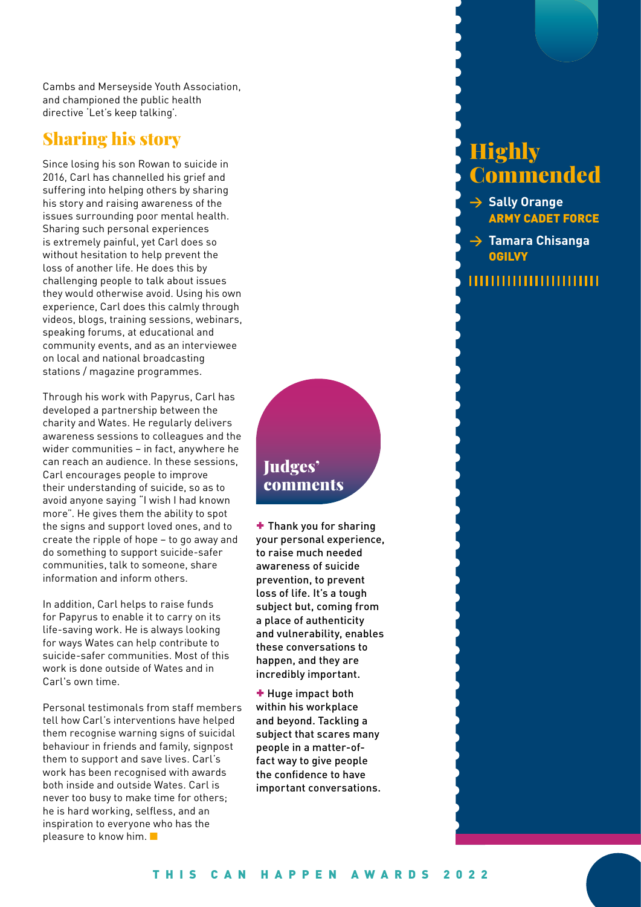Cambs and Merseyside Youth Association, and championed the public health directive 'Let's keep talking'.

## Sharing his story

Since losing his son Rowan to suicide in 2016, Carl has channelled his grief and suffering into helping others by sharing his story and raising awareness of the issues surrounding poor mental health. Sharing such personal experiences is extremely painful, yet Carl does so without hesitation to help prevent the loss of another life. He does this by challenging people to talk about issues they would otherwise avoid. Using his own experience, Carl does this calmly through videos, blogs, training sessions, webinars, speaking forums, at educational and community events, and as an interviewee on local and national broadcasting stations / magazine programmes.

Through his work with Papyrus, Carl has developed a partnership between the charity and Wates. He regularly delivers awareness sessions to colleagues and the wider communities – in fact, anywhere he can reach an audience. In these sessions, Carl encourages people to improve their understanding of suicide, so as to avoid anyone saying "I wish I had known more". He gives them the ability to spot the signs and support loved ones, and to create the ripple of hope – to go away and do something to support suicide-safer communities, talk to someone, share information and inform others.

In addition, Carl helps to raise funds for Papyrus to enable it to carry on its life-saving work. He is always looking for ways Wates can help contribute to suicide-safer communities. Most of this work is done outside of Wates and in Carl's own time.

Personal testimonals from staff members tell how Carl's interventions have helped them recognise warning signs of suicidal behaviour in friends and family, signpost them to support and save lives. Carl's work has been recognised with awards both inside and outside Wates. Carl is never too busy to make time for others; he is hard working, selfless, and an inspiration to everyone who has the pleasure to know him.

## Judges' comments

- Thank you for sharing your personal experience, to raise much needed awareness of suicide prevention, to prevent loss of life. It's a tough subject but, coming from a place of authenticity and vulnerability, enables these conversations to happen, and they are incredibly important.
- Huge impact both within his workplace and beyond. Tackling a subject that scares many people in a matter-of-fact way to give people the confidence to have important conversations.

## Highly Commended

- **Sally Orange**
  **ARMY CADET FORCE**
- **Tamara Chisanga**
  **OGILVY**